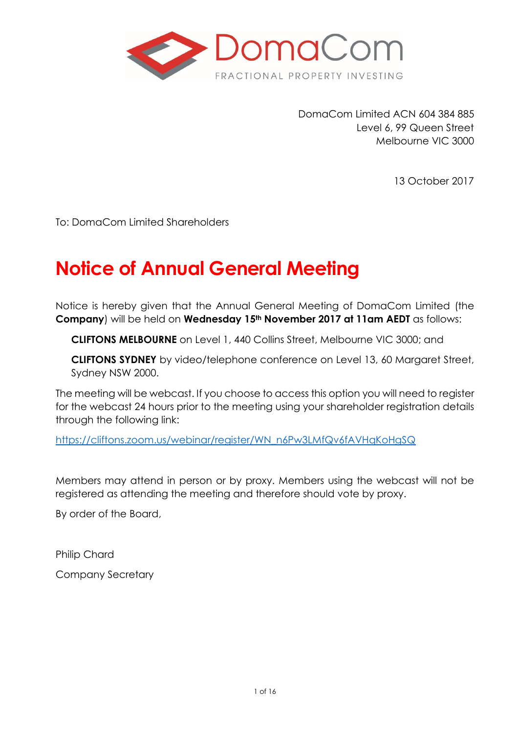DomaCom

FRACTIONAL PROPERTY INVESTING

DomaCom Limited ACN 604 384 885
Level 6, 99 Queen Street
Melbourne VIC 3000

13 October 2017

To: DomaCom Limited Shareholders

# Notice of Annual General Meeting

Notice is hereby given that the Annual General Meeting of DomaCom Limited (the **Company**) will be held on **Wednesday 15th November 2017 at 11am AEDT** as follows:

**CLIFTONS MELBOURNE** on Level 1, 440 Collins Street, Melbourne VIC 3000; and

**CLIFTONS SYDNEY** by video/telephone conference on Level 13, 60 Margaret Street, Sydney NSW 2000.

The meeting will be webcast. If you choose to access this option you will need to register for the webcast 24 hours prior to the meeting using your shareholder registration details through the following link:

https://cliftons.zoom.us/webinar/register/WN_n6Pw3LMfQv6fAVHqKoHgSQ

Members may attend in person or by proxy. Members using the webcast will not be registered as attending the meeting and therefore should vote by proxy.

By order of the Board,

Philip Chard

Company Secretary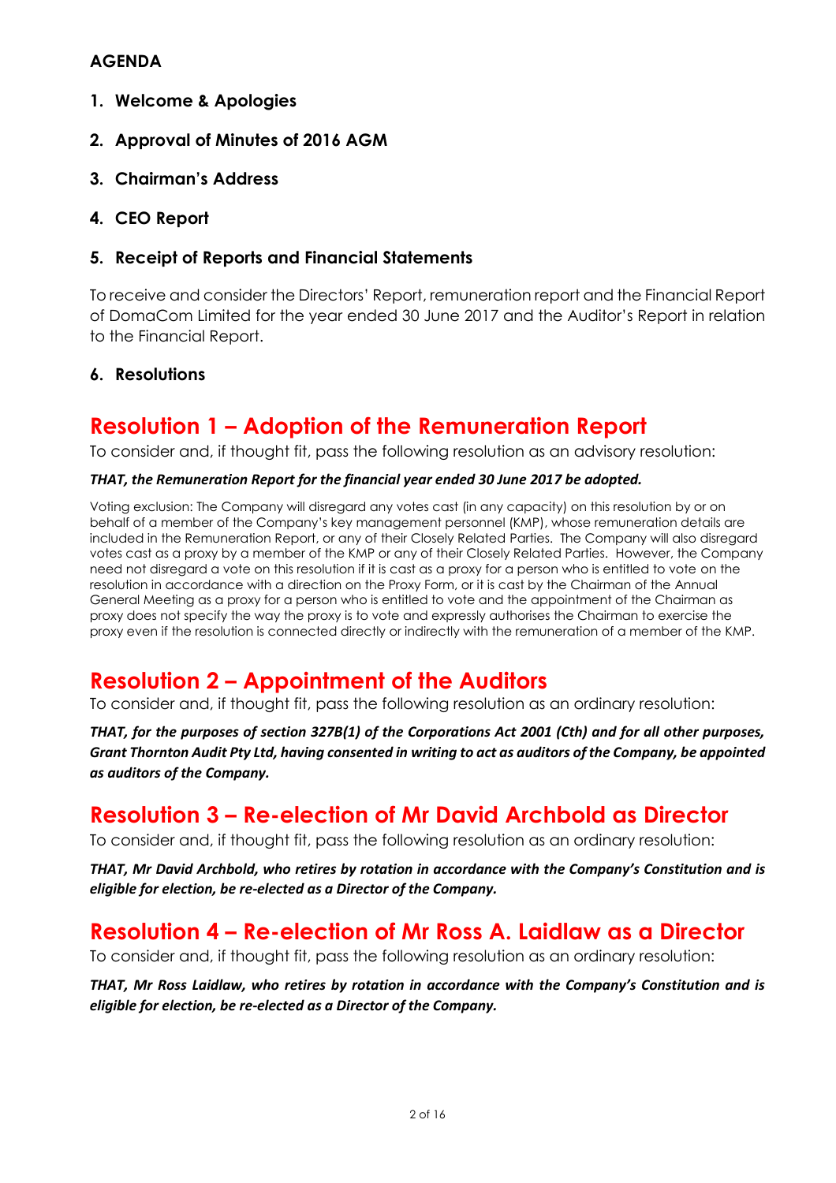### AGENDA

1. **Welcome & Apologies**

2. **Approval of Minutes of 2016 AGM**

3. **Chairman's Address**

4. **CEO Report**

5. **Receipt of Reports and Financial Statements**

To receive and consider the Directors' Report, remuneration report and the Financial Report of DomaCom Limited for the year ended 30 June 2017 and the Auditor's Report in relation to the Financial Report.

6. **Resolutions**

## Resolution 1 – Adoption of the Remuneration Report

To consider and, if thought fit, pass the following resolution as an advisory resolution:

***THAT, the Remuneration Report for the financial year ended 30 June 2017 be adopted.***

Voting exclusion: The Company will disregard any votes cast (in any capacity) on this resolution by or on behalf of a member of the Company's key management personnel (KMP), whose remuneration details are included in the Remuneration Report, or any of their Closely Related Parties. The Company will also disregard votes cast as a proxy by a member of the KMP or any of their Closely Related Parties. However, the Company need not disregard a vote on this resolution if it is cast as a proxy for a person who is entitled to vote on the resolution in accordance with a direction on the Proxy Form, or it is cast by the Chairman of the Annual General Meeting as a proxy for a person who is entitled to vote and the appointment of the Chairman as proxy does not specify the way the proxy is to vote and expressly authorises the Chairman to exercise the proxy even if the resolution is connected directly or indirectly with the remuneration of a member of the KMP.

## Resolution 2 – Appointment of the Auditors

To consider and, if thought fit, pass the following resolution as an ordinary resolution:

***THAT, for the purposes of section 327B(1) of the Corporations Act 2001 (Cth) and for all other purposes, Grant Thornton Audit Pty Ltd, having consented in writing to act as auditors of the Company, be appointed as auditors of the Company.***

## Resolution 3 – Re-election of Mr David Archbold as Director

To consider and, if thought fit, pass the following resolution as an ordinary resolution:

***THAT, Mr David Archbold, who retires by rotation in accordance with the Company's Constitution and is eligible for election, be re-elected as a Director of the Company.***

## Resolution 4 – Re-election of Mr Ross A. Laidlaw as a Director

To consider and, if thought fit, pass the following resolution as an ordinary resolution:

***THAT, Mr Ross Laidlaw, who retires by rotation in accordance with the Company's Constitution and is eligible for election, be re-elected as a Director of the Company.***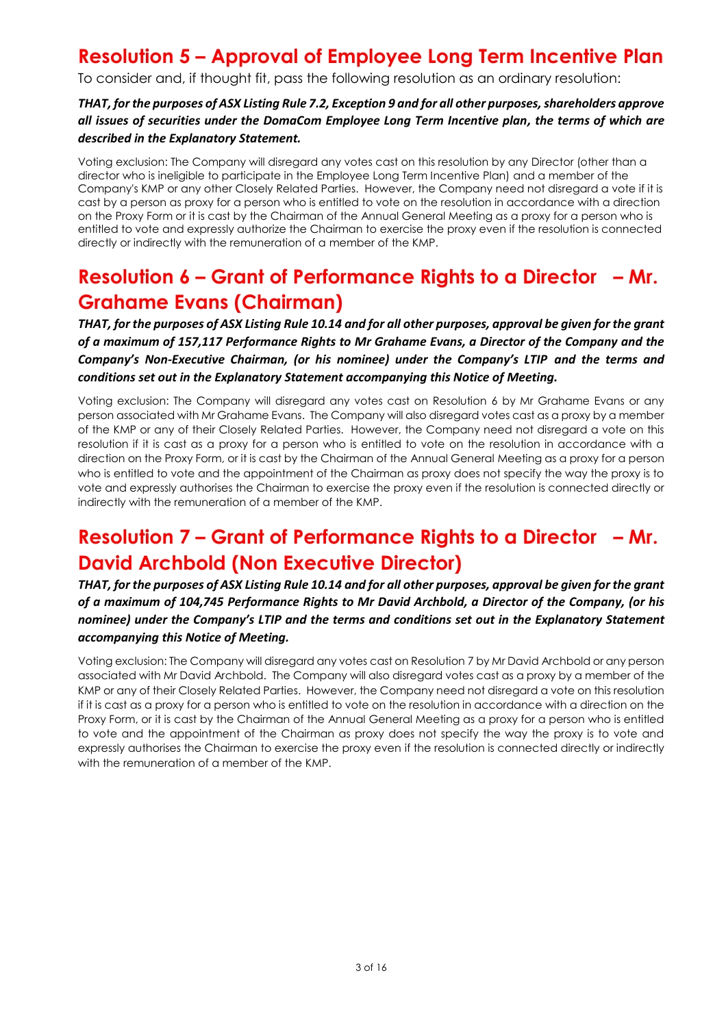## Resolution 5 – Approval of Employee Long Term Incentive Plan

To consider and, if thought fit, pass the following resolution as an ordinary resolution:

***THAT, for the purposes of ASX Listing Rule 7.2, Exception 9 and for all other purposes, shareholders approve all issues of securities under the DomaCom Employee Long Term Incentive plan, the terms of which are described in the Explanatory Statement.***

Voting exclusion: The Company will disregard any votes cast on this resolution by any Director (other than a director who is ineligible to participate in the Employee Long Term Incentive Plan) and a member of the Company's KMP or any other Closely Related Parties. However, the Company need not disregard a vote if it is cast by a person as proxy for a person who is entitled to vote on the resolution in accordance with a direction on the Proxy Form or it is cast by the Chairman of the Annual General Meeting as a proxy for a person who is entitled to vote and expressly authorize the Chairman to exercise the proxy even if the resolution is connected directly or indirectly with the remuneration of a member of the KMP.

## Resolution 6 – Grant of Performance Rights to a Director – Mr. Grahame Evans (Chairman)

***THAT, for the purposes of ASX Listing Rule 10.14 and for all other purposes, approval be given for the grant of a maximum of 157,117 Performance Rights to Mr Grahame Evans, a Director of the Company and the Company's Non-Executive Chairman, (or his nominee) under the Company's LTIP and the terms and conditions set out in the Explanatory Statement accompanying this Notice of Meeting.***

Voting exclusion: The Company will disregard any votes cast on Resolution 6 by Mr Grahame Evans or any person associated with Mr Grahame Evans. The Company will also disregard votes cast as a proxy by a member of the KMP or any of their Closely Related Parties. However, the Company need not disregard a vote on this resolution if it is cast as a proxy for a person who is entitled to vote on the resolution in accordance with a direction on the Proxy Form, or it is cast by the Chairman of the Annual General Meeting as a proxy for a person who is entitled to vote and the appointment of the Chairman as proxy does not specify the way the proxy is to vote and expressly authorises the Chairman to exercise the proxy even if the resolution is connected directly or indirectly with the remuneration of a member of the KMP.

## Resolution 7 – Grant of Performance Rights to a Director – Mr. David Archbold (Non Executive Director)

***THAT, for the purposes of ASX Listing Rule 10.14 and for all other purposes, approval be given for the grant of a maximum of 104,745 Performance Rights to Mr David Archbold, a Director of the Company, (or his nominee) under the Company's LTIP and the terms and conditions set out in the Explanatory Statement accompanying this Notice of Meeting.***

Voting exclusion: The Company will disregard any votes cast on Resolution 7 by Mr David Archbold or any person associated with Mr David Archbold. The Company will also disregard votes cast as a proxy by a member of the KMP or any of their Closely Related Parties. However, the Company need not disregard a vote on this resolution if it is cast as a proxy for a person who is entitled to vote on the resolution in accordance with a direction on the Proxy Form, or it is cast by the Chairman of the Annual General Meeting as a proxy for a person who is entitled to vote and the appointment of the Chairman as proxy does not specify the way the proxy is to vote and expressly authorises the Chairman to exercise the proxy even if the resolution is connected directly or indirectly with the remuneration of a member of the KMP.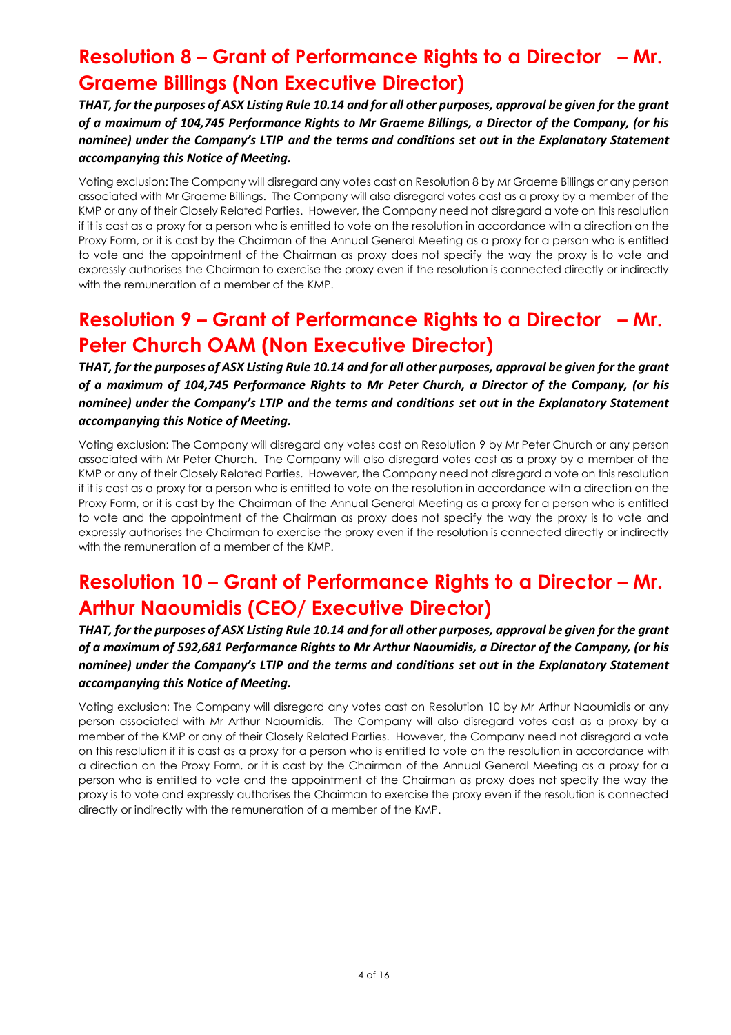## Resolution 8 – Grant of Performance Rights to a Director – Mr. Graeme Billings (Non Executive Director)

***THAT, for the purposes of ASX Listing Rule 10.14 and for all other purposes, approval be given for the grant of a maximum of 104,745 Performance Rights to Mr Graeme Billings, a Director of the Company, (or his nominee) under the Company's LTIP and the terms and conditions set out in the Explanatory Statement accompanying this Notice of Meeting.***

Voting exclusion: The Company will disregard any votes cast on Resolution 8 by Mr Graeme Billings or any person associated with Mr Graeme Billings. The Company will also disregard votes cast as a proxy by a member of the KMP or any of their Closely Related Parties. However, the Company need not disregard a vote on this resolution if it is cast as a proxy for a person who is entitled to vote on the resolution in accordance with a direction on the Proxy Form, or it is cast by the Chairman of the Annual General Meeting as a proxy for a person who is entitled to vote and the appointment of the Chairman as proxy does not specify the way the proxy is to vote and expressly authorises the Chairman to exercise the proxy even if the resolution is connected directly or indirectly with the remuneration of a member of the KMP.

## Resolution 9 – Grant of Performance Rights to a Director – Mr. Peter Church OAM (Non Executive Director)

***THAT, for the purposes of ASX Listing Rule 10.14 and for all other purposes, approval be given for the grant of a maximum of 104,745 Performance Rights to Mr Peter Church, a Director of the Company, (or his nominee) under the Company's LTIP and the terms and conditions set out in the Explanatory Statement accompanying this Notice of Meeting.***

Voting exclusion: The Company will disregard any votes cast on Resolution 9 by Mr Peter Church or any person associated with Mr Peter Church. The Company will also disregard votes cast as a proxy by a member of the KMP or any of their Closely Related Parties. However, the Company need not disregard a vote on this resolution if it is cast as a proxy for a person who is entitled to vote on the resolution in accordance with a direction on the Proxy Form, or it is cast by the Chairman of the Annual General Meeting as a proxy for a person who is entitled to vote and the appointment of the Chairman as proxy does not specify the way the proxy is to vote and expressly authorises the Chairman to exercise the proxy even if the resolution is connected directly or indirectly with the remuneration of a member of the KMP.

## Resolution 10 – Grant of Performance Rights to a Director – Mr. Arthur Naoumidis (CEO/ Executive Director)

***THAT, for the purposes of ASX Listing Rule 10.14 and for all other purposes, approval be given for the grant of a maximum of 592,681 Performance Rights to Mr Arthur Naoumidis, a Director of the Company, (or his nominee) under the Company's LTIP and the terms and conditions set out in the Explanatory Statement accompanying this Notice of Meeting.***

Voting exclusion: The Company will disregard any votes cast on Resolution 10 by Mr Arthur Naoumidis or any person associated with Mr Arthur Naoumidis. The Company will also disregard votes cast as a proxy by a member of the KMP or any of their Closely Related Parties. However, the Company need not disregard a vote on this resolution if it is cast as a proxy for a person who is entitled to vote on the resolution in accordance with a direction on the Proxy Form, or it is cast by the Chairman of the Annual General Meeting as a proxy for a person who is entitled to vote and the appointment of the Chairman as proxy does not specify the way the proxy is to vote and expressly authorises the Chairman to exercise the proxy even if the resolution is connected directly or indirectly with the remuneration of a member of the KMP.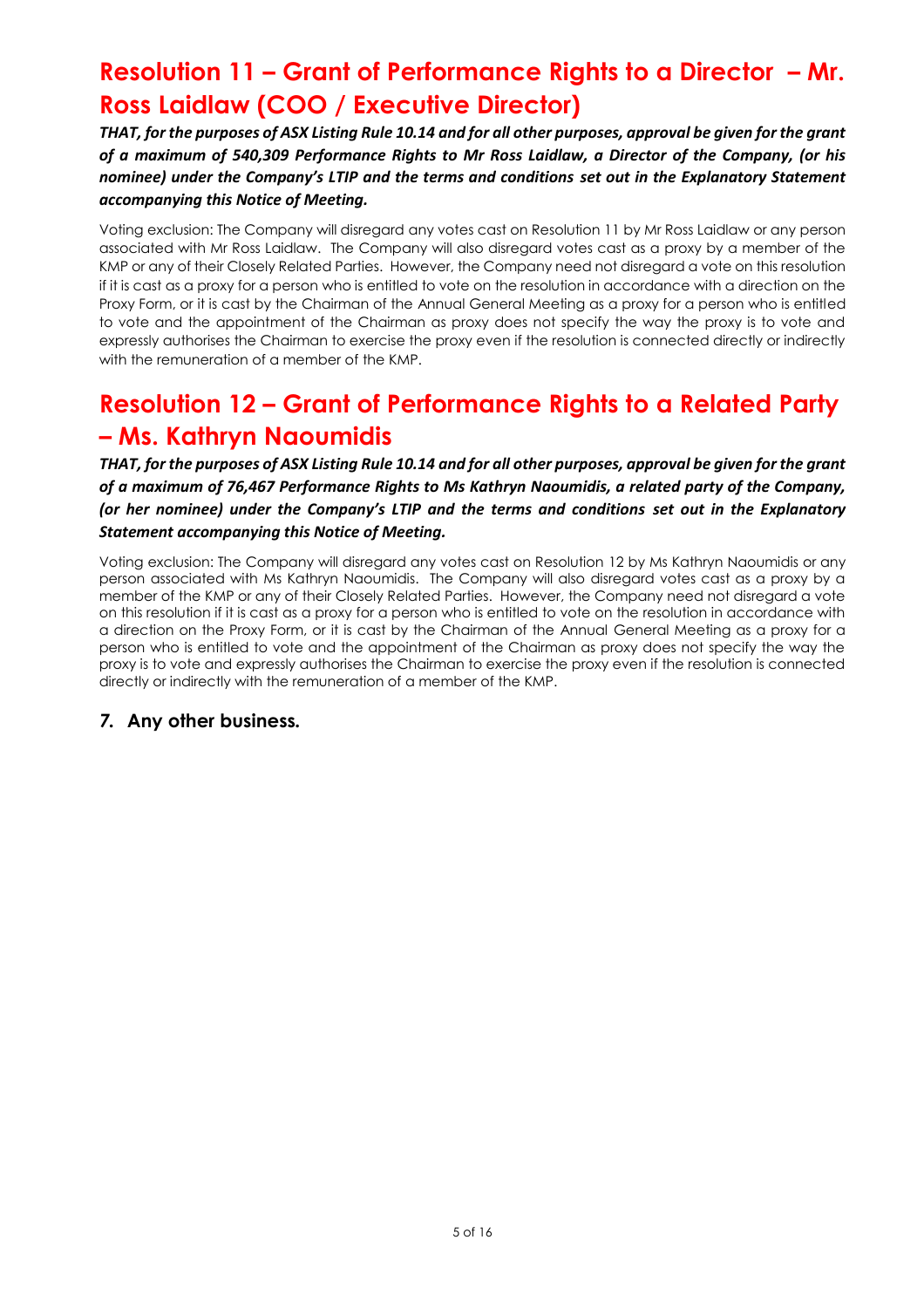## Resolution 11 – Grant of Performance Rights to a Director – Mr. Ross Laidlaw (COO / Executive Director)

***THAT, for the purposes of ASX Listing Rule 10.14 and for all other purposes, approval be given for the grant of a maximum of 540,309 Performance Rights to Mr Ross Laidlaw, a Director of the Company, (or his nominee) under the Company's LTIP and the terms and conditions set out in the Explanatory Statement accompanying this Notice of Meeting.***

Voting exclusion: The Company will disregard any votes cast on Resolution 11 by Mr Ross Laidlaw or any person associated with Mr Ross Laidlaw. The Company will also disregard votes cast as a proxy by a member of the KMP or any of their Closely Related Parties. However, the Company need not disregard a vote on this resolution if it is cast as a proxy for a person who is entitled to vote on the resolution in accordance with a direction on the Proxy Form, or it is cast by the Chairman of the Annual General Meeting as a proxy for a person who is entitled to vote and the appointment of the Chairman as proxy does not specify the way the proxy is to vote and expressly authorises the Chairman to exercise the proxy even if the resolution is connected directly or indirectly with the remuneration of a member of the KMP.

## Resolution 12 – Grant of Performance Rights to a Related Party – Ms. Kathryn Naoumidis

***THAT, for the purposes of ASX Listing Rule 10.14 and for all other purposes, approval be given for the grant of a maximum of 76,467 Performance Rights to Ms Kathryn Naoumidis, a related party of the Company, (or her nominee) under the Company's LTIP and the terms and conditions set out in the Explanatory Statement accompanying this Notice of Meeting.***

Voting exclusion: The Company will disregard any votes cast on Resolution 12 by Ms Kathryn Naoumidis or any person associated with Ms Kathryn Naoumidis. The Company will also disregard votes cast as a proxy by a member of the KMP or any of their Closely Related Parties. However, the Company need not disregard a vote on this resolution if it is cast as a proxy for a person who is entitled to vote on the resolution in accordance with a direction on the Proxy Form, or it is cast by the Chairman of the Annual General Meeting as a proxy for a person who is entitled to vote and the appointment of the Chairman as proxy does not specify the way the proxy is to vote and expressly authorises the Chairman to exercise the proxy even if the resolution is connected directly or indirectly with the remuneration of a member of the KMP.

### 7. Any other business.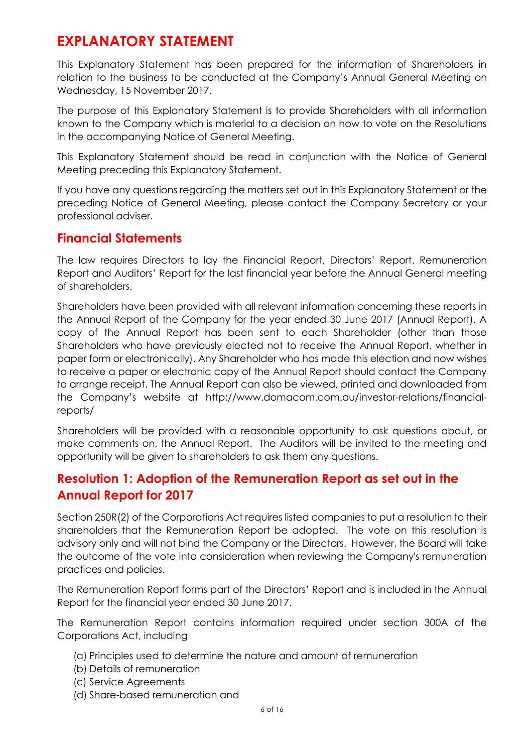# EXPLANATORY STATEMENT

This Explanatory Statement has been prepared for the information of Shareholders in relation to the business to be conducted at the Company's Annual General Meeting on Wednesday, 15 November 2017.

The purpose of this Explanatory Statement is to provide Shareholders with all information known to the Company which is material to a decision on how to vote on the Resolutions in the accompanying Notice of General Meeting.

This Explanatory Statement should be read in conjunction with the Notice of General Meeting preceding this Explanatory Statement.

If you have any questions regarding the matters set out in this Explanatory Statement or the preceding Notice of General Meeting, please contact the Company Secretary or your professional adviser.

## Financial Statements

The law requires Directors to lay the Financial Report, Directors' Report, Remuneration Report and Auditors' Report for the last financial year before the Annual General meeting of shareholders.

Shareholders have been provided with all relevant information concerning these reports in the Annual Report of the Company for the year ended 30 June 2017 (Annual Report). A copy of the Annual Report has been sent to each Shareholder (other than those Shareholders who have previously elected not to receive the Annual Report, whether in paper form or electronically). Any Shareholder who has made this election and now wishes to receive a paper or electronic copy of the Annual Report should contact the Company to arrange receipt. The Annual Report can also be viewed, printed and downloaded from the Company's website at http://www.domacom.com.au/investor-relations/financial-reports/

Shareholders will be provided with a reasonable opportunity to ask questions about, or make comments on, the Annual Report. The Auditors will be invited to the meeting and opportunity will be given to shareholders to ask them any questions.

## Resolution 1: Adoption of the Remuneration Report as set out in the Annual Report for 2017

Section 250R(2) of the Corporations Act requires listed companies to put a resolution to their shareholders that the Remuneration Report be adopted. The vote on this resolution is advisory only and will not bind the Company or the Directors. However, the Board will take the outcome of the vote into consideration when reviewing the Company's remuneration practices and policies.

The Remuneration Report forms part of the Directors' Report and is included in the Annual Report for the financial year ended 30 June 2017.

The Remuneration Report contains information required under section 300A of the Corporations Act, including

(a) Principles used to determine the nature and amount of remuneration
(b) Details of remuneration
(c) Service Agreements
(d) Share-based remuneration and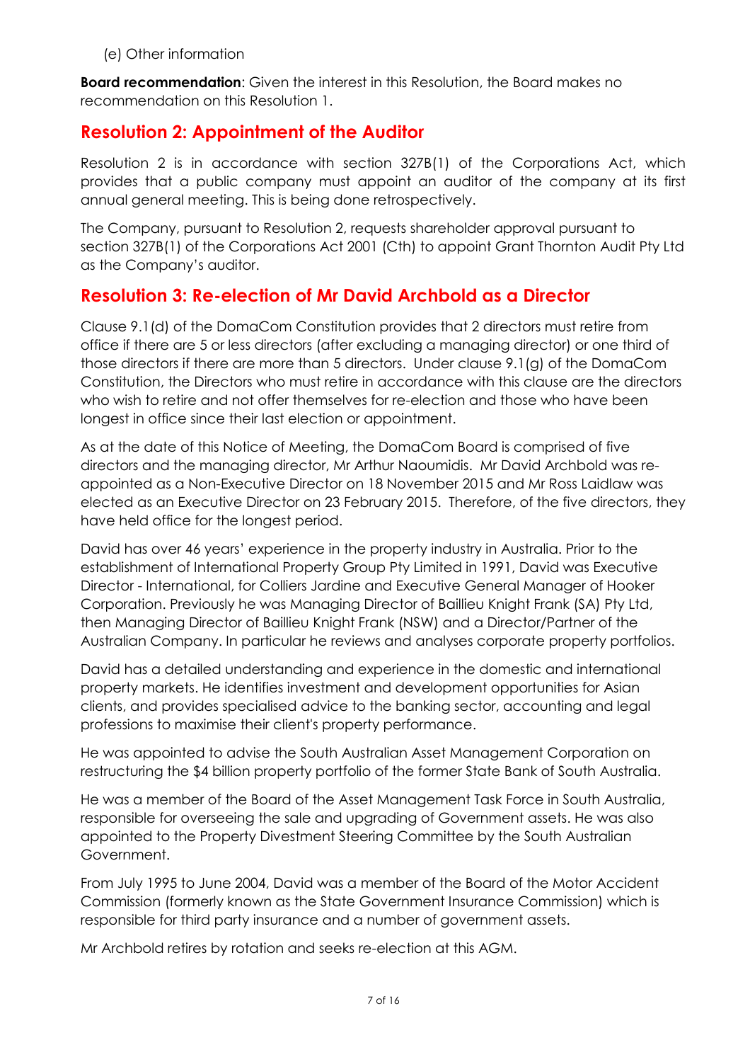(e) Other information

**Board recommendation**: Given the interest in this Resolution, the Board makes no recommendation on this Resolution 1.

## Resolution 2: Appointment of the Auditor

Resolution 2 is in accordance with section 327B(1) of the Corporations Act, which provides that a public company must appoint an auditor of the company at its first annual general meeting. This is being done retrospectively.

The Company, pursuant to Resolution 2, requests shareholder approval pursuant to section 327B(1) of the Corporations Act 2001 (Cth) to appoint Grant Thornton Audit Pty Ltd as the Company's auditor.

## Resolution 3: Re-election of Mr David Archbold as a Director

Clause 9.1(d) of the DomaCom Constitution provides that 2 directors must retire from office if there are 5 or less directors (after excluding a managing director) or one third of those directors if there are more than 5 directors. Under clause 9.1(g) of the DomaCom Constitution, the Directors who must retire in accordance with this clause are the directors who wish to retire and not offer themselves for re-election and those who have been longest in office since their last election or appointment.

As at the date of this Notice of Meeting, the DomaCom Board is comprised of five directors and the managing director, Mr Arthur Naoumidis. Mr David Archbold was re-appointed as a Non-Executive Director on 18 November 2015 and Mr Ross Laidlaw was elected as an Executive Director on 23 February 2015. Therefore, of the five directors, they have held office for the longest period.

David has over 46 years' experience in the property industry in Australia. Prior to the establishment of International Property Group Pty Limited in 1991, David was Executive Director - International, for Colliers Jardine and Executive General Manager of Hooker Corporation. Previously he was Managing Director of Baillieu Knight Frank (SA) Pty Ltd, then Managing Director of Baillieu Knight Frank (NSW) and a Director/Partner of the Australian Company. In particular he reviews and analyses corporate property portfolios.

David has a detailed understanding and experience in the domestic and international property markets. He identifies investment and development opportunities for Asian clients, and provides specialised advice to the banking sector, accounting and legal professions to maximise their client's property performance.

He was appointed to advise the South Australian Asset Management Corporation on restructuring the $4 billion property portfolio of the former State Bank of South Australia.

He was a member of the Board of the Asset Management Task Force in South Australia, responsible for overseeing the sale and upgrading of Government assets. He was also appointed to the Property Divestment Steering Committee by the South Australian Government.

From July 1995 to June 2004, David was a member of the Board of the Motor Accident Commission (formerly known as the State Government Insurance Commission) which is responsible for third party insurance and a number of government assets.

Mr Archbold retires by rotation and seeks re-election at this AGM.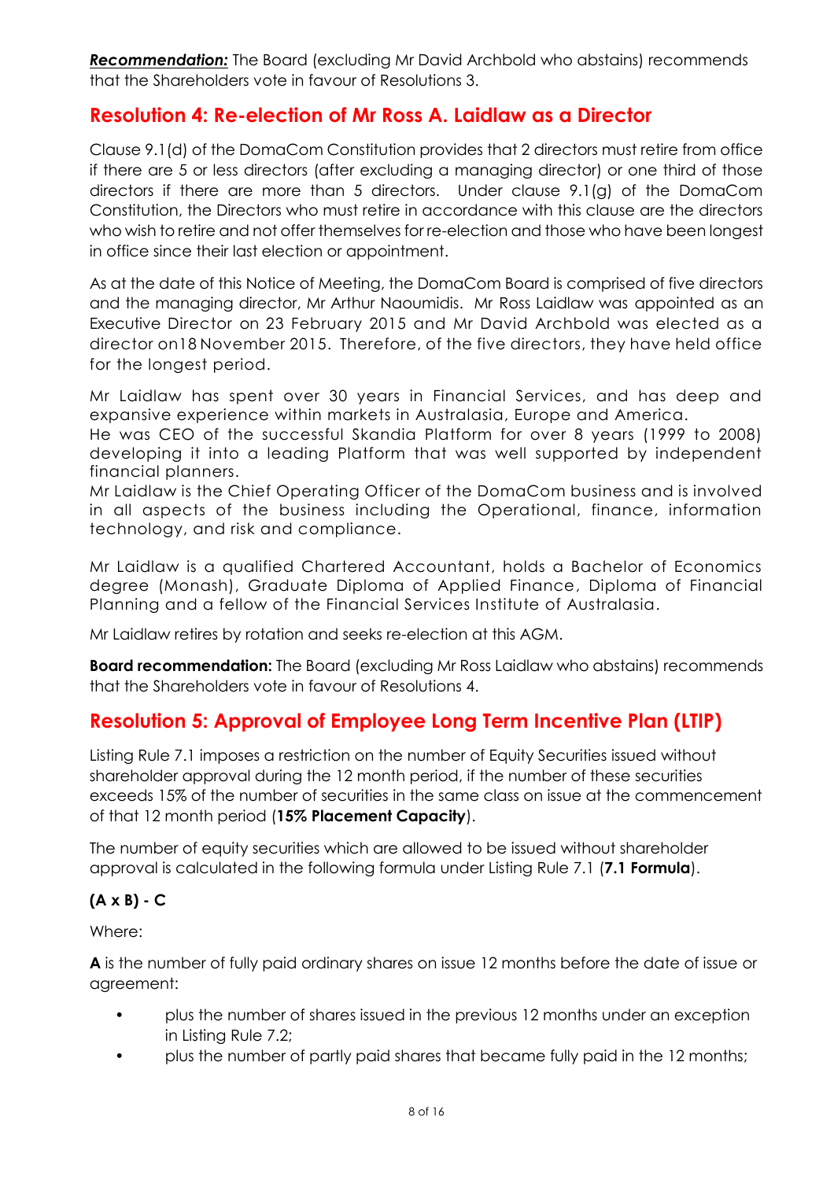***Recommendation:*** The Board (excluding Mr David Archbold who abstains) recommends that the Shareholders vote in favour of Resolutions 3.

## Resolution 4: Re-election of Mr Ross A. Laidlaw as a Director

Clause 9.1(d) of the DomaCom Constitution provides that 2 directors must retire from office if there are 5 or less directors (after excluding a managing director) or one third of those directors if there are more than 5 directors. Under clause 9.1(g) of the DomaCom Constitution, the Directors who must retire in accordance with this clause are the directors who wish to retire and not offer themselves for re-election and those who have been longest in office since their last election or appointment.

As at the date of this Notice of Meeting, the DomaCom Board is comprised of five directors and the managing director, Mr Arthur Naoumidis. Mr Ross Laidlaw was appointed as an Executive Director on 23 February 2015 and Mr David Archbold was elected as a director on18 November 2015. Therefore, of the five directors, they have held office for the longest period.

Mr Laidlaw has spent over 30 years in Financial Services, and has deep and expansive experience within markets in Australasia, Europe and America.
He was CEO of the successful Skandia Platform for over 8 years (1999 to 2008) developing it into a leading Platform that was well supported by independent financial planners.
Mr Laidlaw is the Chief Operating Officer of the DomaCom business and is involved in all aspects of the business including the Operational, finance, information technology, and risk and compliance.

Mr Laidlaw is a qualified Chartered Accountant, holds a Bachelor of Economics degree (Monash), Graduate Diploma of Applied Finance, Diploma of Financial Planning and a fellow of the Financial Services Institute of Australasia.

Mr Laidlaw retires by rotation and seeks re-election at this AGM.

**Board recommendation:** The Board (excluding Mr Ross Laidlaw who abstains) recommends that the Shareholders vote in favour of Resolutions 4.

## Resolution 5: Approval of Employee Long Term Incentive Plan (LTIP)

Listing Rule 7.1 imposes a restriction on the number of Equity Securities issued without shareholder approval during the 12 month period, if the number of these securities exceeds 15% of the number of securities in the same class on issue at the commencement of that 12 month period (**15% Placement Capacity**).

The number of equity securities which are allowed to be issued without shareholder approval is calculated in the following formula under Listing Rule 7.1 (**7.1 Formula**).

**(A x B) - C**

Where:

**A** is the number of fully paid ordinary shares on issue 12 months before the date of issue or agreement:

- plus the number of shares issued in the previous 12 months under an exception in Listing Rule 7.2;
- plus the number of partly paid shares that became fully paid in the 12 months;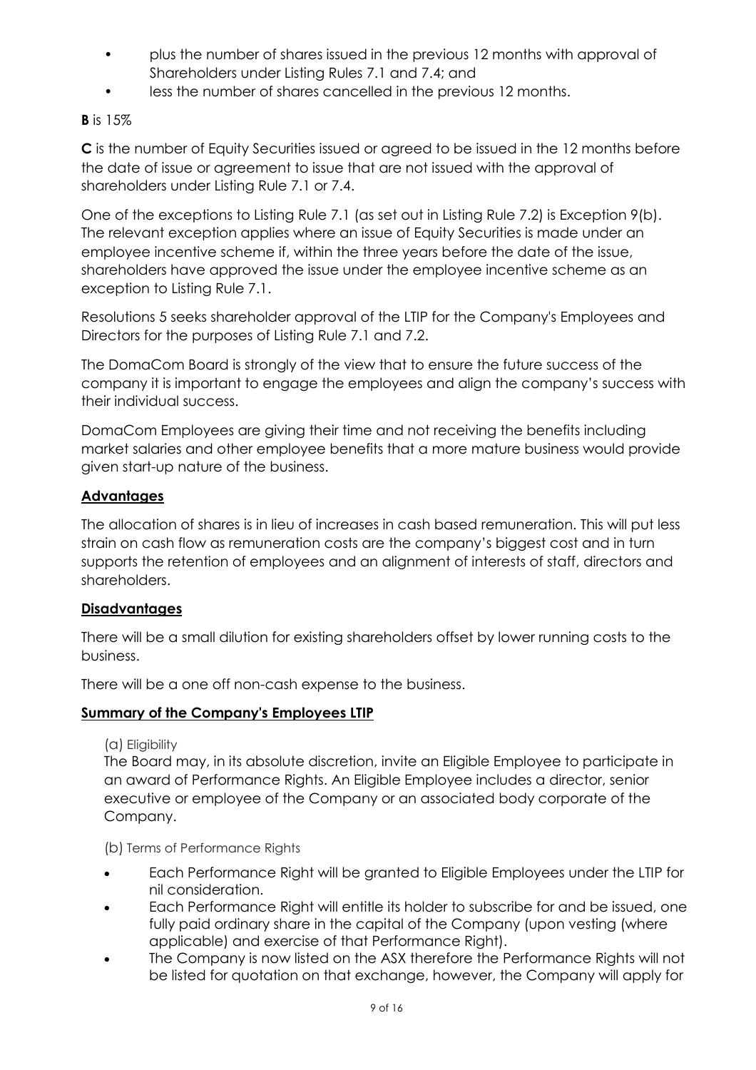- plus the number of shares issued in the previous 12 months with approval of Shareholders under Listing Rules 7.1 and 7.4; and
- less the number of shares cancelled in the previous 12 months.

**B** is 15%

**C** is the number of Equity Securities issued or agreed to be issued in the 12 months before the date of issue or agreement to issue that are not issued with the approval of shareholders under Listing Rule 7.1 or 7.4.

One of the exceptions to Listing Rule 7.1 (as set out in Listing Rule 7.2) is Exception 9(b). The relevant exception applies where an issue of Equity Securities is made under an employee incentive scheme if, within the three years before the date of the issue, shareholders have approved the issue under the employee incentive scheme as an exception to Listing Rule 7.1.

Resolutions 5 seeks shareholder approval of the LTIP for the Company's Employees and Directors for the purposes of Listing Rule 7.1 and 7.2.

The DomaCom Board is strongly of the view that to ensure the future success of the company it is important to engage the employees and align the company's success with their individual success.

DomaCom Employees are giving their time and not receiving the benefits including market salaries and other employee benefits that a more mature business would provide given start-up nature of the business.

**Advantages**

The allocation of shares is in lieu of increases in cash based remuneration. This will put less strain on cash flow as remuneration costs are the company's biggest cost and in turn supports the retention of employees and an alignment of interests of staff, directors and shareholders.

**Disadvantages**

There will be a small dilution for existing shareholders offset by lower running costs to the business.

There will be a one off non-cash expense to the business.

**Summary of the Company's Employees LTIP**

(a) Eligibility

The Board may, in its absolute discretion, invite an Eligible Employee to participate in an award of Performance Rights. An Eligible Employee includes a director, senior executive or employee of the Company or an associated body corporate of the Company.

(b) Terms of Performance Rights

- Each Performance Right will be granted to Eligible Employees under the LTIP for nil consideration.
- Each Performance Right will entitle its holder to subscribe for and be issued, one fully paid ordinary share in the capital of the Company (upon vesting (where applicable) and exercise of that Performance Right).
- The Company is now listed on the ASX therefore the Performance Rights will not be listed for quotation on that exchange, however, the Company will apply for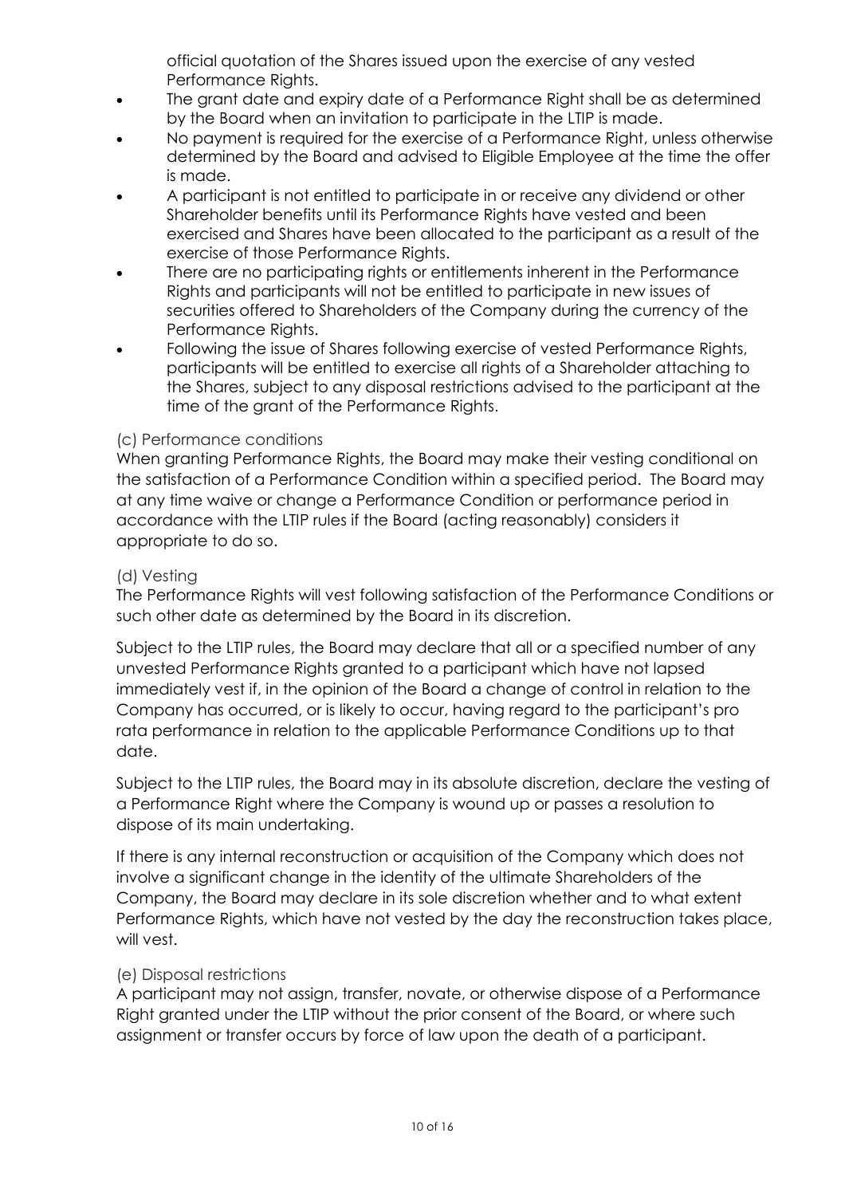official quotation of the Shares issued upon the exercise of any vested Performance Rights.

- The grant date and expiry date of a Performance Right shall be as determined by the Board when an invitation to participate in the LTIP is made.
- No payment is required for the exercise of a Performance Right, unless otherwise determined by the Board and advised to Eligible Employee at the time the offer is made.
- A participant is not entitled to participate in or receive any dividend or other Shareholder benefits until its Performance Rights have vested and been exercised and Shares have been allocated to the participant as a result of the exercise of those Performance Rights.
- There are no participating rights or entitlements inherent in the Performance Rights and participants will not be entitled to participate in new issues of securities offered to Shareholders of the Company during the currency of the Performance Rights.
- Following the issue of Shares following exercise of vested Performance Rights, participants will be entitled to exercise all rights of a Shareholder attaching to the Shares, subject to any disposal restrictions advised to the participant at the time of the grant of the Performance Rights.

(c) Performance conditions

When granting Performance Rights, the Board may make their vesting conditional on the satisfaction of a Performance Condition within a specified period. The Board may at any time waive or change a Performance Condition or performance period in accordance with the LTIP rules if the Board (acting reasonably) considers it appropriate to do so.

(d) Vesting

The Performance Rights will vest following satisfaction of the Performance Conditions or such other date as determined by the Board in its discretion.

Subject to the LTIP rules, the Board may declare that all or a specified number of any unvested Performance Rights granted to a participant which have not lapsed immediately vest if, in the opinion of the Board a change of control in relation to the Company has occurred, or is likely to occur, having regard to the participant's pro rata performance in relation to the applicable Performance Conditions up to that date.

Subject to the LTIP rules, the Board may in its absolute discretion, declare the vesting of a Performance Right where the Company is wound up or passes a resolution to dispose of its main undertaking.

If there is any internal reconstruction or acquisition of the Company which does not involve a significant change in the identity of the ultimate Shareholders of the Company, the Board may declare in its sole discretion whether and to what extent Performance Rights, which have not vested by the day the reconstruction takes place, will vest.

(e) Disposal restrictions

A participant may not assign, transfer, novate, or otherwise dispose of a Performance Right granted under the LTIP without the prior consent of the Board, or where such assignment or transfer occurs by force of law upon the death of a participant.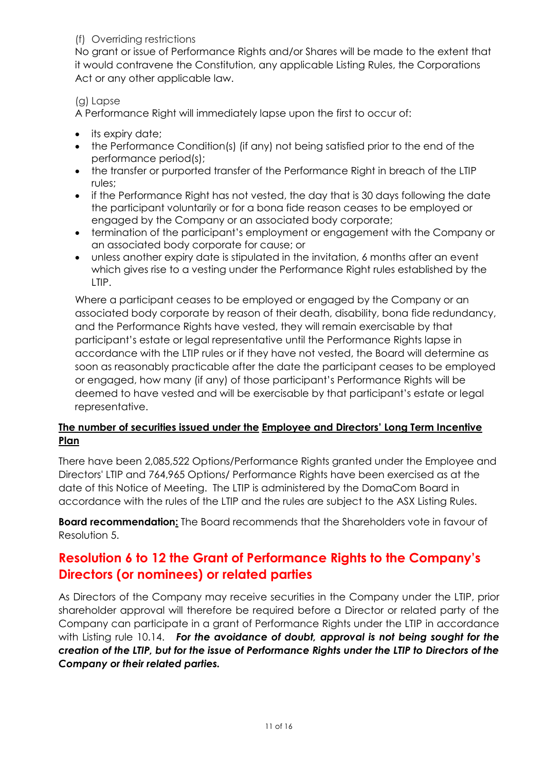(f) Overriding restrictions

No grant or issue of Performance Rights and/or Shares will be made to the extent that it would contravene the Constitution, any applicable Listing Rules, the Corporations Act or any other applicable law.

(g) Lapse

A Performance Right will immediately lapse upon the first to occur of:

- its expiry date;
- the Performance Condition(s) (if any) not being satisfied prior to the end of the performance period(s);
- the transfer or purported transfer of the Performance Right in breach of the LTIP rules;
- if the Performance Right has not vested, the day that is 30 days following the date the participant voluntarily or for a bona fide reason ceases to be employed or engaged by the Company or an associated body corporate;
- termination of the participant's employment or engagement with the Company or an associated body corporate for cause; or
- unless another expiry date is stipulated in the invitation, 6 months after an event which gives rise to a vesting under the Performance Right rules established by the LTIP.

Where a participant ceases to be employed or engaged by the Company or an associated body corporate by reason of their death, disability, bona fide redundancy, and the Performance Rights have vested, they will remain exercisable by that participant's estate or legal representative until the Performance Rights lapse in accordance with the LTIP rules or if they have not vested, the Board will determine as soon as reasonably practicable after the date the participant ceases to be employed or engaged, how many (if any) of those participant's Performance Rights will be deemed to have vested and will be exercisable by that participant's estate or legal representative.

**The number of securities issued under the Employee and Directors' Long Term Incentive Plan**

There have been 2,085,522 Options/Performance Rights granted under the Employee and Directors' LTIP and 764,965 Options/ Performance Rights have been exercised as at the date of this Notice of Meeting. The LTIP is administered by the DomaCom Board in accordance with the rules of the LTIP and the rules are subject to the ASX Listing Rules.

**Board recommendation:** The Board recommends that the Shareholders vote in favour of Resolution 5.

## Resolution 6 to 12 the Grant of Performance Rights to the Company's Directors (or nominees) or related parties

As Directors of the Company may receive securities in the Company under the LTIP, prior shareholder approval will therefore be required before a Director or related party of the Company can participate in a grant of Performance Rights under the LTIP in accordance with Listing rule 10.14. ***For the avoidance of doubt, approval is not being sought for the creation of the LTIP, but for the issue of Performance Rights under the LTIP to Directors of the Company or their related parties.***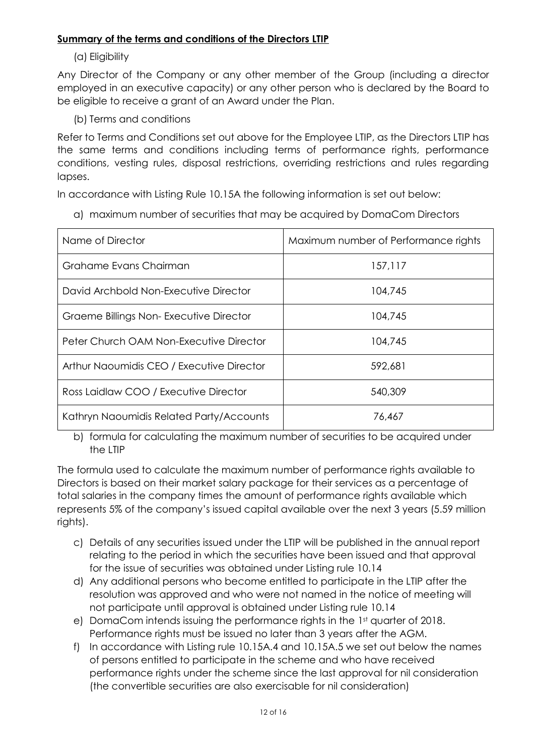**Summary of the terms and conditions of the Directors LTIP**

(a) Eligibility

Any Director of the Company or any other member of the Group (including a director employed in an executive capacity) or any other person who is declared by the Board to be eligible to receive a grant of an Award under the Plan.

(b) Terms and conditions

Refer to Terms and Conditions set out above for the Employee LTIP, as the Directors LTIP has the same terms and conditions including terms of performance rights, performance conditions, vesting rules, disposal restrictions, overriding restrictions and rules regarding lapses.

In accordance with Listing Rule 10.15A the following information is set out below:

a) maximum number of securities that may be acquired by DomaCom Directors

| Name of Director | Maximum number of Performance rights |
| --- | --- |
| Grahame Evans Chairman | 157,117 |
| David Archbold Non-Executive Director | 104,745 |
| Graeme Billings Non- Executive Director | 104,745 |
| Peter Church OAM Non-Executive Director | 104,745 |
| Arthur Naoumidis CEO / Executive Director | 592,681 |
| Ross Laidlaw COO / Executive Director | 540,309 |
| Kathryn Naoumidis Related Party/Accounts | 76,467 |

b) formula for calculating the maximum number of securities to be acquired under the LTIP

The formula used to calculate the maximum number of performance rights available to Directors is based on their market salary package for their services as a percentage of total salaries in the company times the amount of performance rights available which represents 5% of the company's issued capital available over the next 3 years (5.59 million rights).

c) Details of any securities issued under the LTIP will be published in the annual report relating to the period in which the securities have been issued and that approval for the issue of securities was obtained under Listing rule 10.14

d) Any additional persons who become entitled to participate in the LTIP after the resolution was approved and who were not named in the notice of meeting will not participate until approval is obtained under Listing rule 10.14

e) DomaCom intends issuing the performance rights in the 1st quarter of 2018. Performance rights must be issued no later than 3 years after the AGM.

f) In accordance with Listing rule 10.15A.4 and 10.15A.5 we set out below the names of persons entitled to participate in the scheme and who have received performance rights under the scheme since the last approval for nil consideration (the convertible securities are also exercisable for nil consideration)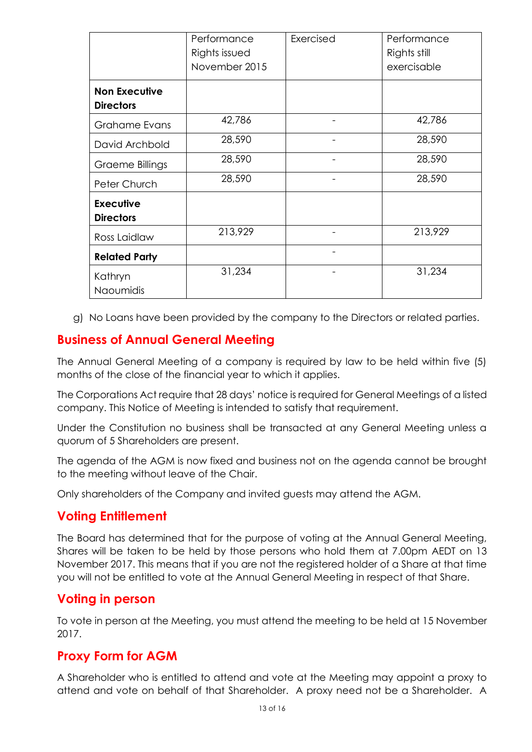| | Performance Rights issued November 2015 | Exercised | Performance Rights still exercisable |
|---|---|---|---|
| **Non Executive Directors** | | | |
| Grahame Evans | 42,786 | - | 42,786 |
| David Archbold | 28,590 | - | 28,590 |
| Graeme Billings | 28,590 | - | 28,590 |
| Peter Church | 28,590 | - | 28,590 |
| **Executive Directors** | | | |
| Ross Laidlaw | 213,929 | - | 213,929 |
| **Related Party** | | - | |
| Kathryn Naoumidis | 31,234 | - | 31,234 |

g) No Loans have been provided by the company to the Directors or related parties.

## Business of Annual General Meeting

The Annual General Meeting of a company is required by law to be held within five (5) months of the close of the financial year to which it applies.

The Corporations Act require that 28 days' notice is required for General Meetings of a listed company. This Notice of Meeting is intended to satisfy that requirement.

Under the Constitution no business shall be transacted at any General Meeting unless a quorum of 5 Shareholders are present.

The agenda of the AGM is now fixed and business not on the agenda cannot be brought to the meeting without leave of the Chair.

Only shareholders of the Company and invited guests may attend the AGM.

## Voting Entitlement

The Board has determined that for the purpose of voting at the Annual General Meeting, Shares will be taken to be held by those persons who hold them at 7.00pm AEDT on 13 November 2017. This means that if you are not the registered holder of a Share at that time you will not be entitled to vote at the Annual General Meeting in respect of that Share.

## Voting in person

To vote in person at the Meeting, you must attend the meeting to be held at 15 November 2017.

## Proxy Form for AGM

A Shareholder who is entitled to attend and vote at the Meeting may appoint a proxy to attend and vote on behalf of that Shareholder. A proxy need not be a Shareholder. A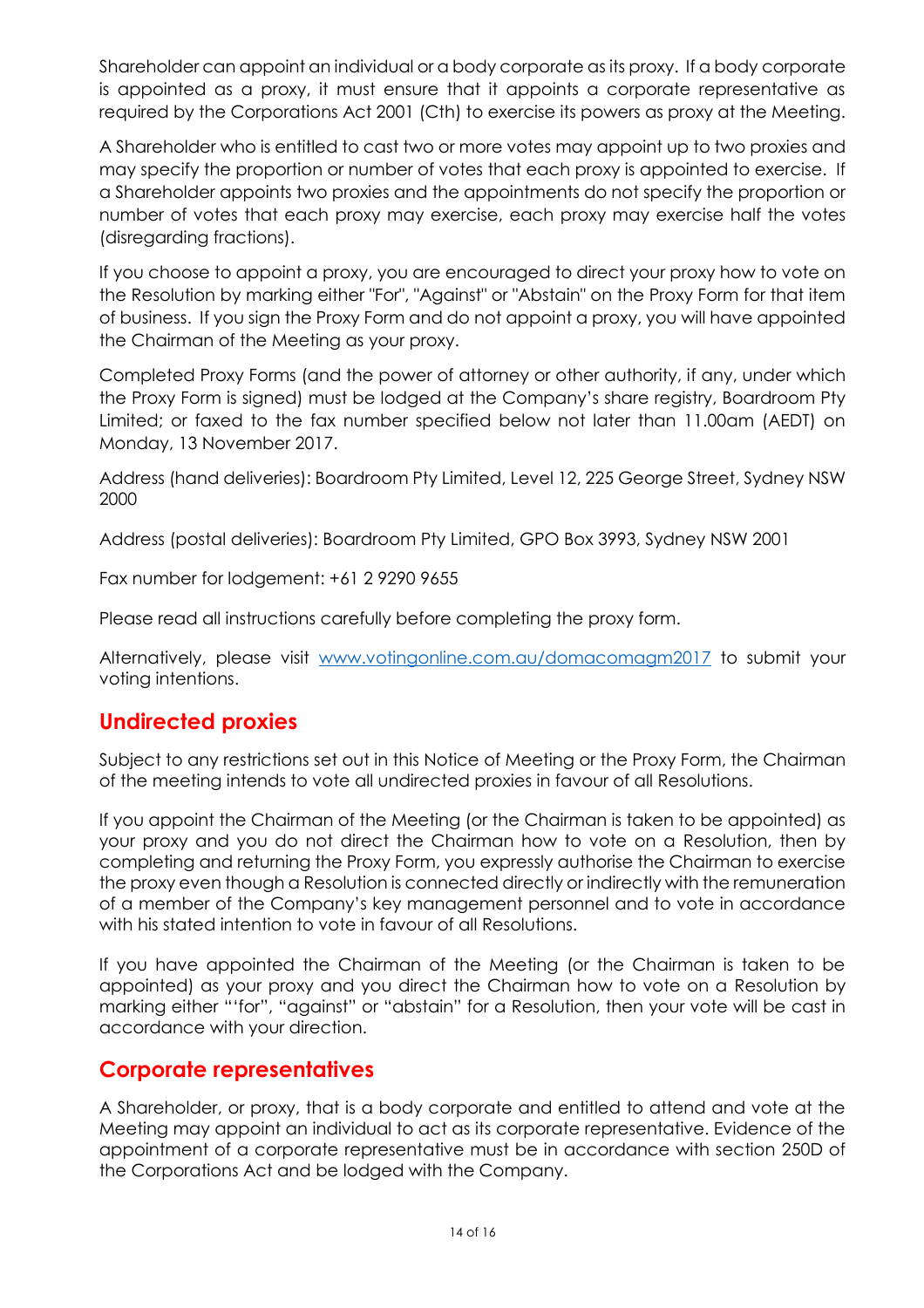Shareholder can appoint an individual or a body corporate as its proxy. If a body corporate is appointed as a proxy, it must ensure that it appoints a corporate representative as required by the Corporations Act 2001 (Cth) to exercise its powers as proxy at the Meeting.

A Shareholder who is entitled to cast two or more votes may appoint up to two proxies and may specify the proportion or number of votes that each proxy is appointed to exercise. If a Shareholder appoints two proxies and the appointments do not specify the proportion or number of votes that each proxy may exercise, each proxy may exercise half the votes (disregarding fractions).

If you choose to appoint a proxy, you are encouraged to direct your proxy how to vote on the Resolution by marking either "For", "Against" or "Abstain" on the Proxy Form for that item of business. If you sign the Proxy Form and do not appoint a proxy, you will have appointed the Chairman of the Meeting as your proxy.

Completed Proxy Forms (and the power of attorney or other authority, if any, under which the Proxy Form is signed) must be lodged at the Company's share registry, Boardroom Pty Limited; or faxed to the fax number specified below not later than 11.00am (AEDT) on Monday, 13 November 2017.

Address (hand deliveries): Boardroom Pty Limited, Level 12, 225 George Street, Sydney NSW 2000

Address (postal deliveries): Boardroom Pty Limited, GPO Box 3993, Sydney NSW 2001

Fax number for lodgement: +61 2 9290 9655

Please read all instructions carefully before completing the proxy form.

Alternatively, please visit www.votingonline.com.au/domacomagm2017 to submit your voting intentions.

## Undirected proxies

Subject to any restrictions set out in this Notice of Meeting or the Proxy Form, the Chairman of the meeting intends to vote all undirected proxies in favour of all Resolutions.

If you appoint the Chairman of the Meeting (or the Chairman is taken to be appointed) as your proxy and you do not direct the Chairman how to vote on a Resolution, then by completing and returning the Proxy Form, you expressly authorise the Chairman to exercise the proxy even though a Resolution is connected directly or indirectly with the remuneration of a member of the Company's key management personnel and to vote in accordance with his stated intention to vote in favour of all Resolutions.

If you have appointed the Chairman of the Meeting (or the Chairman is taken to be appointed) as your proxy and you direct the Chairman how to vote on a Resolution by marking either "'for", "against" or "abstain" for a Resolution, then your vote will be cast in accordance with your direction.

## Corporate representatives

A Shareholder, or proxy, that is a body corporate and entitled to attend and vote at the Meeting may appoint an individual to act as its corporate representative. Evidence of the appointment of a corporate representative must be in accordance with section 250D of the Corporations Act and be lodged with the Company.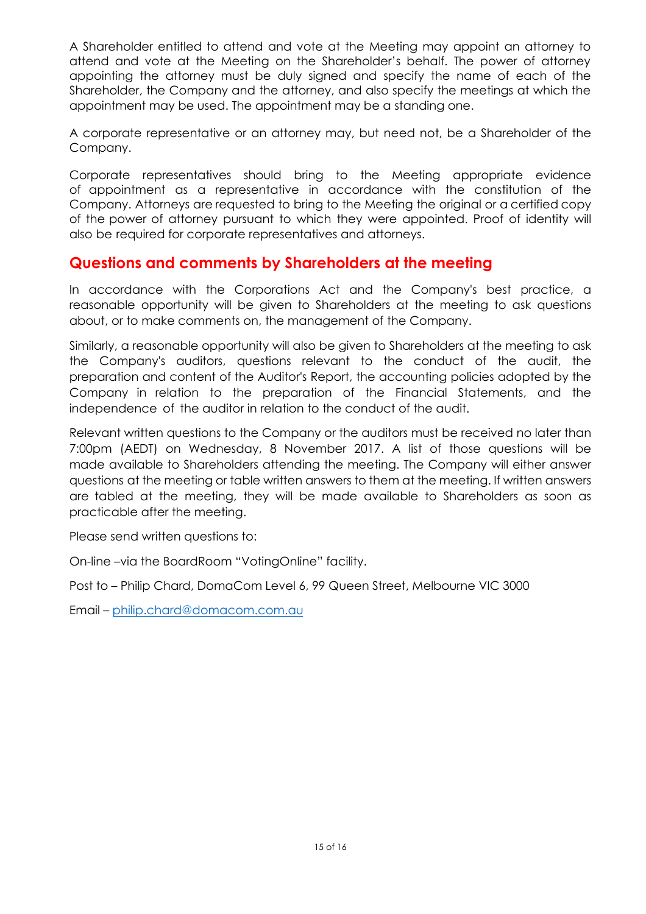A Shareholder entitled to attend and vote at the Meeting may appoint an attorney to attend and vote at the Meeting on the Shareholder's behalf. The power of attorney appointing the attorney must be duly signed and specify the name of each of the Shareholder, the Company and the attorney, and also specify the meetings at which the appointment may be used. The appointment may be a standing one.

A corporate representative or an attorney may, but need not, be a Shareholder of the Company.

Corporate representatives should bring to the Meeting appropriate evidence of appointment as a representative in accordance with the constitution of the Company. Attorneys are requested to bring to the Meeting the original or a certified copy of the power of attorney pursuant to which they were appointed. Proof of identity will also be required for corporate representatives and attorneys.

## Questions and comments by Shareholders at the meeting

In accordance with the Corporations Act and the Company's best practice, a reasonable opportunity will be given to Shareholders at the meeting to ask questions about, or to make comments on, the management of the Company.

Similarly, a reasonable opportunity will also be given to Shareholders at the meeting to ask the Company's auditors, questions relevant to the conduct of the audit, the preparation and content of the Auditor's Report, the accounting policies adopted by the Company in relation to the preparation of the Financial Statements, and the independence of the auditor in relation to the conduct of the audit.

Relevant written questions to the Company or the auditors must be received no later than 7:00pm (AEDT) on Wednesday, 8 November 2017. A list of those questions will be made available to Shareholders attending the meeting. The Company will either answer questions at the meeting or table written answers to them at the meeting. If written answers are tabled at the meeting, they will be made available to Shareholders as soon as practicable after the meeting.

Please send written questions to:

On-line –via the BoardRoom "VotingOnline" facility.

Post to – Philip Chard, DomaCom Level 6, 99 Queen Street, Melbourne VIC 3000

Email – philip.chard@domacom.com.au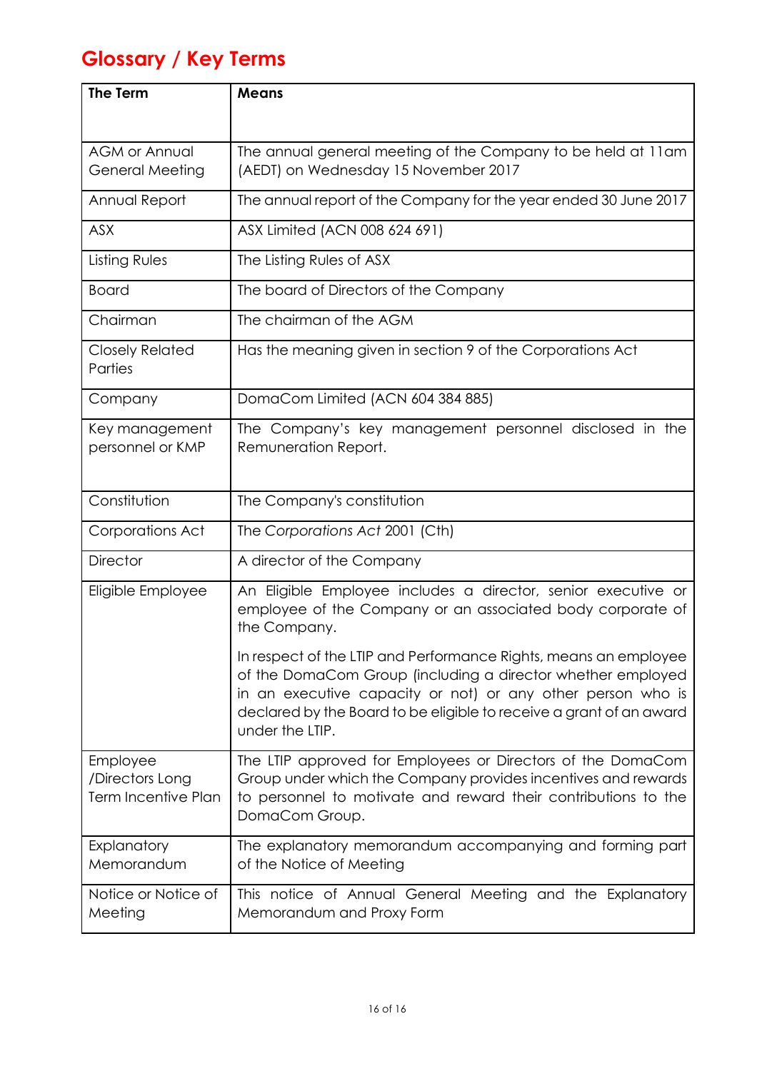# Glossary / Key Terms

| The Term | Means |
|---|---|
| AGM or Annual General Meeting | The annual general meeting of the Company to be held at 11am (AEDT) on Wednesday 15 November 2017 |
| Annual Report | The annual report of the Company for the year ended 30 June 2017 |
| ASX | ASX Limited (ACN 008 624 691) |
| Listing Rules | The Listing Rules of ASX |
| Board | The board of Directors of the Company |
| Chairman | The chairman of the AGM |
| Closely Related Parties | Has the meaning given in section 9 of the Corporations Act |
| Company | DomaCom Limited (ACN 604 384 885) |
| Key management personnel or KMP | The Company's key management personnel disclosed in the Remuneration Report. |
| Constitution | The Company's constitution |
| Corporations Act | The *Corporations Act* 2001 (Cth) |
| Director | A director of the Company |
| Eligible Employee | An Eligible Employee includes a director, senior executive or employee of the Company or an associated body corporate of the Company.<br><br>In respect of the LTIP and Performance Rights, means an employee of the DomaCom Group (including a director whether employed in an executive capacity or not) or any other person who is declared by the Board to be eligible to receive a grant of an award under the LTIP. |
| Employee /Directors Long Term Incentive Plan | The LTIP approved for Employees or Directors of the DomaCom Group under which the Company provides incentives and rewards to personnel to motivate and reward their contributions to the DomaCom Group. |
| Explanatory Memorandum | The explanatory memorandum accompanying and forming part of the Notice of Meeting |
| Notice or Notice of Meeting | This notice of Annual General Meeting and the Explanatory Memorandum and Proxy Form |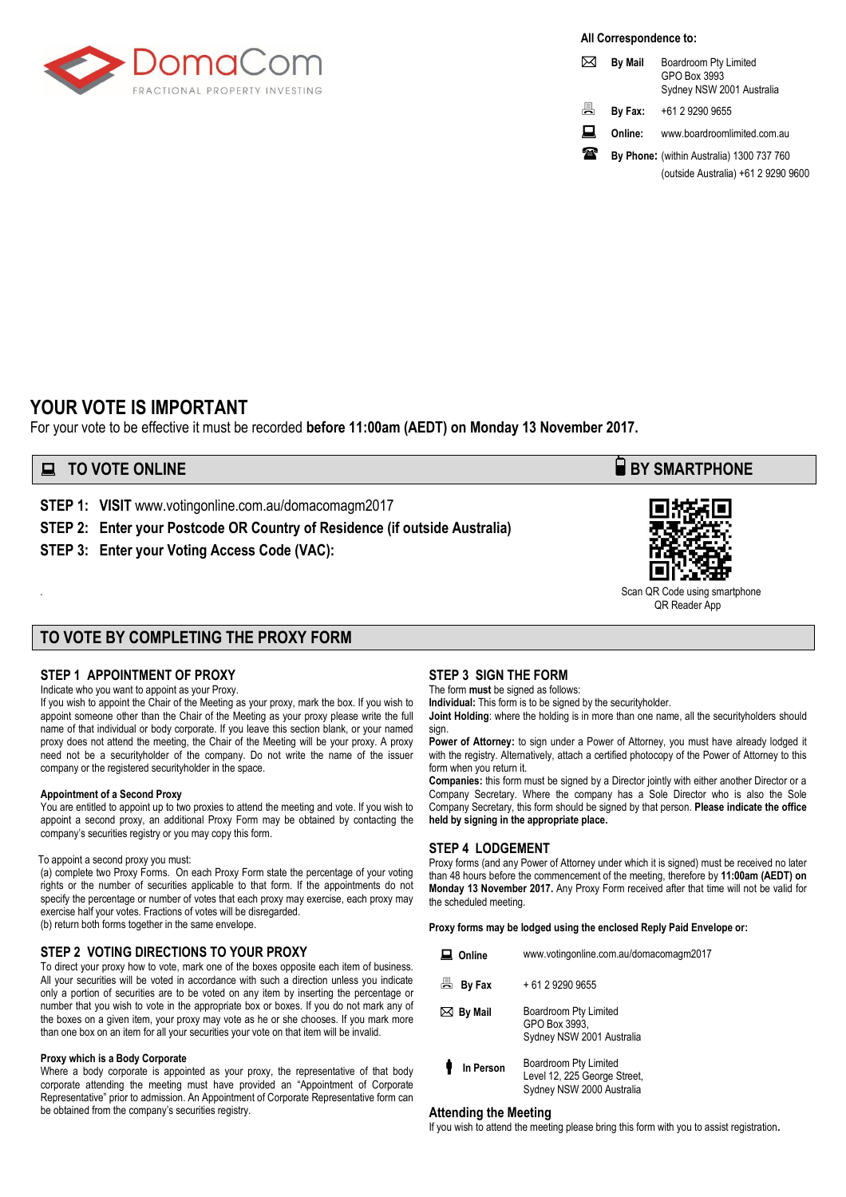DomaCom
FRACTIONAL PROPERTY INVESTING

**All Correspondence to:**

| | |
|---|---|
| **By Mail** | Boardroom Pty Limited<br>GPO Box 3993<br>Sydney NSW 2001 Australia |
| **By Fax:** | +61 2 9290 9655 |
| **Online:** | www.boardroomlimited.com.au |
| **By Phone:** | (within Australia) 1300 737 760<br>(outside Australia) +61 2 9290 9600 |

# YOUR VOTE IS IMPORTANT

For your vote to be effective it must be recorded **before 11:00am (AEDT) on Monday 13 November 2017.**

## TO VOTE ONLINE

**STEP 1: VISIT** www.votingonline.com.au/domacomagm2017

**STEP 2: Enter your Postcode OR Country of Residence (if outside Australia)**

**STEP 3: Enter your Voting Access Code (VAC):**

## BY SMARTPHONE

Scan QR Code using smartphone QR Reader App

## TO VOTE BY COMPLETING THE PROXY FORM

### STEP 1 APPOINTMENT OF PROXY

Indicate who you want to appoint as your Proxy.

If you wish to appoint the Chair of the Meeting as your proxy, mark the box. If you wish to appoint someone other than the Chair of the Meeting as your proxy please write the full name of that individual or body corporate. If you leave this section blank, or your named proxy does not attend the meeting, the Chair of the Meeting will be your proxy. A proxy need not be a securityholder of the company. Do not write the name of the issuer company or the registered securityholder in the space.

**Appointment of a Second Proxy**

You are entitled to appoint up to two proxies to attend the meeting and vote. If you wish to appoint a second proxy, an additional Proxy Form may be obtained by contacting the company's securities registry or you may copy this form.

To appoint a second proxy you must:

(a) complete two Proxy Forms. On each Proxy Form state the percentage of your voting rights or the number of securities applicable to that form. If the appointments do not specify the percentage or number of votes that each proxy may exercise, each proxy may exercise half your votes. Fractions of votes will be disregarded.

(b) return both forms together in the same envelope.

### STEP 2 VOTING DIRECTIONS TO YOUR PROXY

To direct your proxy how to vote, mark one of the boxes opposite each item of business. All your securities will be voted in accordance with such a direction unless you indicate only a portion of securities are to be voted on any item by inserting the percentage or number that you wish to vote in the appropriate box or boxes. If you do not mark any of the boxes on a given item, your proxy may vote as he or she chooses. If you mark more than one box on an item for all your securities your vote on that item will be invalid.

**Proxy which is a Body Corporate**

Where a body corporate is appointed as your proxy, the representative of that body corporate attending the meeting must have provided an "Appointment of Corporate Representative" prior to admission. An Appointment of Corporate Representative form can be obtained from the company's securities registry.

### STEP 3 SIGN THE FORM

The form **must** be signed as follows:

**Individual:** This form is to be signed by the securityholder.

**Joint Holding**: where the holding is in more than one name, all the securityholders should sign.

**Power of Attorney:** to sign under a Power of Attorney, you must have already lodged it with the registry. Alternatively, attach a certified photocopy of the Power of Attorney to this form when you return it.

**Companies:** this form must be signed by a Director jointly with either another Director or a Company Secretary. Where the company has a Sole Director who is also the Sole Company Secretary, this form should be signed by that person. **Please indicate the office held by signing in the appropriate place.**

### STEP 4 LODGEMENT

Proxy forms (and any Power of Attorney under which it is signed) must be received no later than 48 hours before the commencement of the meeting, therefore by **11:00am (AEDT) on Monday 13 November 2017.** Any Proxy Form received after that time will not be valid for the scheduled meeting.

**Proxy forms may be lodged using the enclosed Reply Paid Envelope or:**

| | |
|---|---|
| **Online** | www.votingonline.com.au/domacomagm2017 |
| **By Fax** | + 61 2 9290 9655 |
| **By Mail** | Boardroom Pty Limited<br>GPO Box 3993,<br>Sydney NSW 2001 Australia |
| **In Person** | Boardroom Pty Limited<br>Level 12, 225 George Street,<br>Sydney NSW 2000 Australia |

### Attending the Meeting

If you wish to attend the meeting please bring this form with you to assist registration.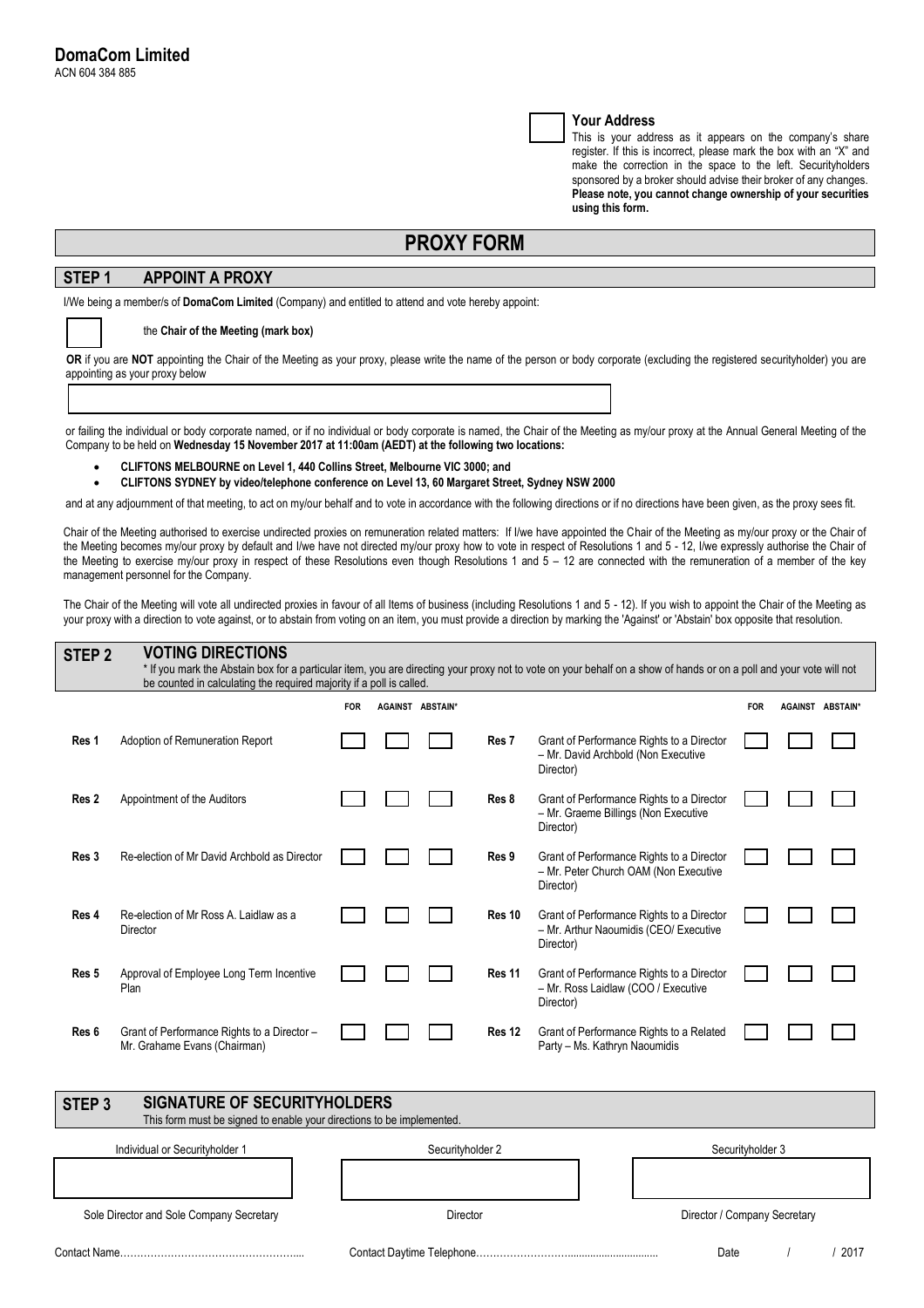# DomaCom Limited

ACN 604 384 885

**Your Address**

This is your address as it appears on the company's share register. If this is incorrect, please mark the box with an "X" and make the correction in the space to the left. Securityholders sponsored by a broker should advise their broker of any changes. **Please note, you cannot change ownership of your securities using this form.**

## PROXY FORM

### STEP 1 APPOINT A PROXY

I/We being a member/s of **DomaCom Limited** (Company) and entitled to attend and vote hereby appoint:

the **Chair of the Meeting (mark box)**

**OR** if you are **NOT** appointing the Chair of the Meeting as your proxy, please write the name of the person or body corporate (excluding the registered securityholder) you are appointing as your proxy below

or failing the individual or body corporate named, or if no individual or body corporate is named, the Chair of the Meeting as my/our proxy at the Annual General Meeting of the Company to be held on **Wednesday 15 November 2017 at 11:00am (AEDT) at the following two locations:**

- **CLIFTONS MELBOURNE on Level 1, 440 Collins Street, Melbourne VIC 3000; and**
- **CLIFTONS SYDNEY by video/telephone conference on Level 13, 60 Margaret Street, Sydney NSW 2000**

and at any adjournment of that meeting, to act on my/our behalf and to vote in accordance with the following directions or if no directions have been given, as the proxy sees fit.

Chair of the Meeting authorised to exercise undirected proxies on remuneration related matters: If I/we have appointed the Chair of the Meeting as my/our proxy or the Chair of the Meeting becomes my/our proxy by default and I/we have not directed my/our proxy how to vote in respect of Resolutions 1 and 5 - 12, I/we expressly authorise the Chair of the Meeting to exercise my/our proxy in respect of these Resolutions even though Resolutions 1 and 5 – 12 are connected with the remuneration of a member of the key management personnel for the Company.

The Chair of the Meeting will vote all undirected proxies in favour of all Items of business (including Resolutions 1 and 5 - 12). If you wish to appoint the Chair of the Meeting as your proxy with a direction to vote against, or to abstain from voting on an item, you must provide a direction by marking the 'Against' or 'Abstain' box opposite that resolution.

### STEP 2 VOTING DIRECTIONS

\* If you mark the Abstain box for a particular item, you are directing your proxy not to vote on your behalf on a show of hands or on a poll and your vote will not be counted in calculating the required majority if a poll is called.

| | | FOR | AGAINST | ABSTAIN* |
|---|---|---|---|---|
| Res 1 | Adoption of Remuneration Report | | | |
| Res 2 | Appointment of the Auditors | | | |
| Res 3 | Re-election of Mr David Archbold as Director | | | |
| Res 4 | Re-election of Mr Ross A. Laidlaw as a Director | | | |
| Res 5 | Approval of Employee Long Term Incentive Plan | | | |
| Res 6 | Grant of Performance Rights to a Director – Mr. Grahame Evans (Chairman) | | | |
| Res 7 | Grant of Performance Rights to a Director – Mr. David Archbold (Non Executive Director) | | | |
| Res 8 | Grant of Performance Rights to a Director – Mr. Graeme Billings (Non Executive Director) | | | |
| Res 9 | Grant of Performance Rights to a Director – Mr. Peter Church OAM (Non Executive Director) | | | |
| Res 10 | Grant of Performance Rights to a Director – Mr. Arthur Naoumidis (CEO/ Executive Director) | | | |
| Res 11 | Grant of Performance Rights to a Director – Mr. Ross Laidlaw (COO / Executive Director) | | | |
| Res 12 | Grant of Performance Rights to a Related Party – Ms. Kathryn Naoumidis | | | |

### STEP 3 SIGNATURE OF SECURITYHOLDERS

This form must be signed to enable your directions to be implemented.

| Individual or Securityholder 1 | Securityholder 2 | Securityholder 3 |
|---|---|---|
| | | |
| Sole Director and Sole Company Secretary | Director | Director / Company Secretary |

Contact Name………………………………………….... Contact Daytime Telephone………………………............................... Date / / 2017